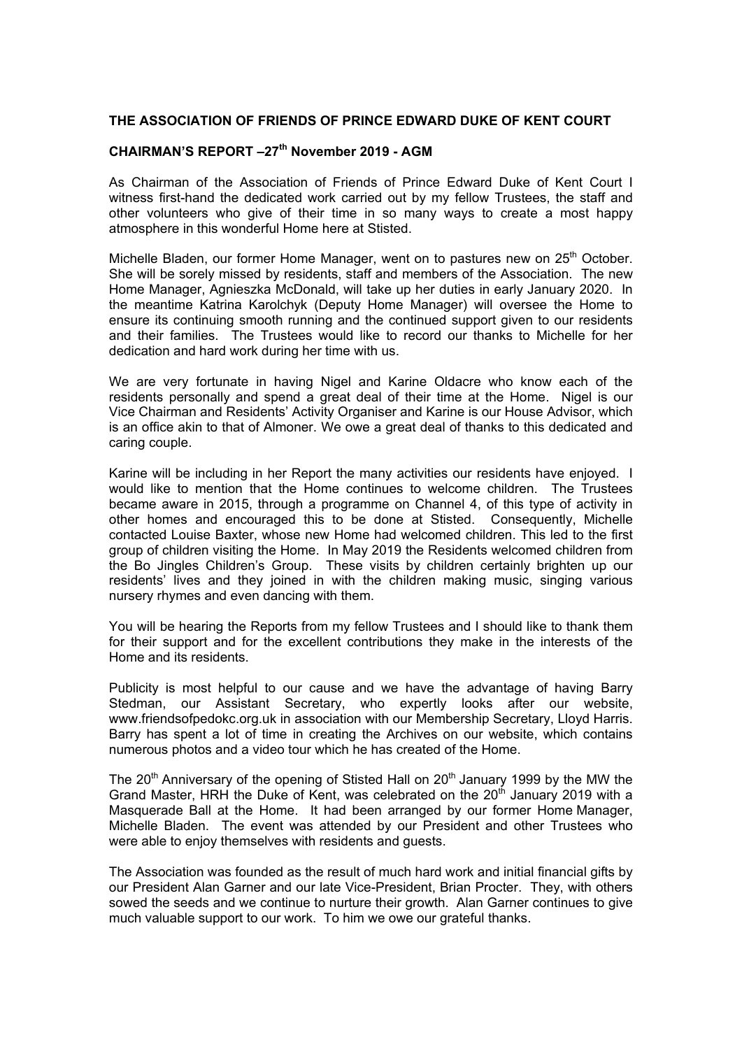**THE ASSOCIATION OF FRIENDS OF PRINCE EDWARD DUKE OF KENT COURT**

**CHAIRMAN'S REPORT –27th November 2019 - AGM**

As Chairman of the Association of Friends of Prince Edward Duke of Kent Court I witness first-hand the dedicated work carried out by my fellow Trustees, the staff and other volunteers who give of their time in so many ways to create a most happy atmosphere in this wonderful Home here at Stisted.

Michelle Bladen, our former Home Manager, went on to pastures new on 25th October. She will be sorely missed by residents, staff and members of the Association. The new Home Manager, Agnieszka McDonald, will take up her duties in early January 2020. In the meantime Katrina Karolchyk (Deputy Home Manager) will oversee the Home to ensure its continuing smooth running and the continued support given to our residents and their families. The Trustees would like to record our thanks to Michelle for her dedication and hard work during her time with us.

We are very fortunate in having Nigel and Karine Oldacre who know each of the residents personally and spend a great deal of their time at the Home. Nigel is our Vice Chairman and Residents' Activity Organiser and Karine is our House Advisor, which is an office akin to that of Almoner. We owe a great deal of thanks to this dedicated and caring couple.

Karine will be including in her Report the many activities our residents have enjoyed. I would like to mention that the Home continues to welcome children. The Trustees became aware in 2015, through a programme on Channel 4, of this type of activity in other homes and encouraged this to be done at Stisted. Consequently, Michelle contacted Louise Baxter, whose new Home had welcomed children. This led to the first group of children visiting the Home. In May 2019 the Residents welcomed children from the Bo Jingles Children's Group. These visits by children certainly brighten up our residents' lives and they joined in with the children making music, singing various nursery rhymes and even dancing with them.

You will be hearing the Reports from my fellow Trustees and I should like to thank them for their support and for the excellent contributions they make in the interests of the Home and its residents.

Publicity is most helpful to our cause and we have the advantage of having Barry Stedman, our Assistant Secretary, who expertly looks after our website, www.friendsofpedokc.org.uk in association with our Membership Secretary, Lloyd Harris. Barry has spent a lot of time in creating the Archives on our website, which contains numerous photos and a video tour which he has created of the Home.

The 20th Anniversary of the opening of Stisted Hall on 20th January 1999 by the MW the Grand Master, HRH the Duke of Kent, was celebrated on the 20th January 2019 with a Masquerade Ball at the Home. It had been arranged by our former Home Manager, Michelle Bladen. The event was attended by our President and other Trustees who were able to enjoy themselves with residents and guests.

The Association was founded as the result of much hard work and initial financial gifts by our President Alan Garner and our late Vice-President, Brian Procter. They, with others sowed the seeds and we continue to nurture their growth. Alan Garner continues to give much valuable support to our work. To him we owe our grateful thanks.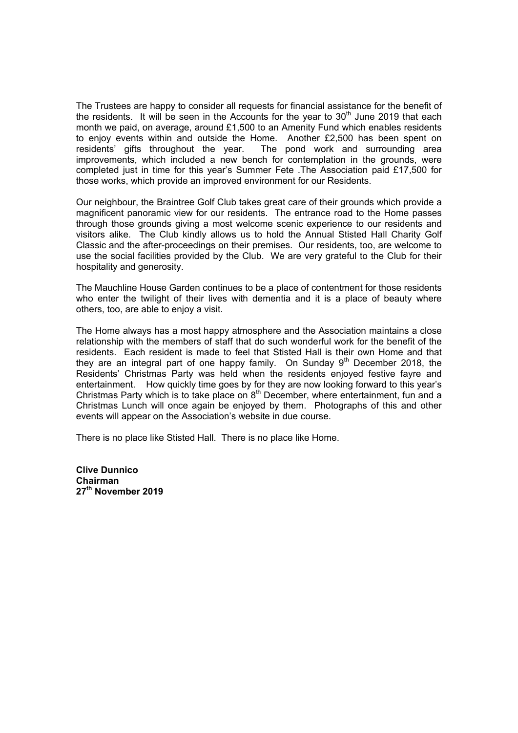The Trustees are happy to consider all requests for financial assistance for the benefit of the residents. It will be seen in the Accounts for the year to 30th June 2019 that each month we paid, on average, around £1,500 to an Amenity Fund which enables residents to enjoy events within and outside the Home. Another £2,500 has been spent on residents' gifts throughout the year. The pond work and surrounding area improvements, which included a new bench for contemplation in the grounds, were completed just in time for this year's Summer Fete .The Association paid £17,500 for those works, which provide an improved environment for our Residents.

Our neighbour, the Braintree Golf Club takes great care of their grounds which provide a magnificent panoramic view for our residents. The entrance road to the Home passes through those grounds giving a most welcome scenic experience to our residents and visitors alike. The Club kindly allows us to hold the Annual Stisted Hall Charity Golf Classic and the after-proceedings on their premises. Our residents, too, are welcome to use the social facilities provided by the Club. We are very grateful to the Club for their hospitality and generosity.

The Mauchline House Garden continues to be a place of contentment for those residents who enter the twilight of their lives with dementia and it is a place of beauty where others, too, are able to enjoy a visit.

The Home always has a most happy atmosphere and the Association maintains a close relationship with the members of staff that do such wonderful work for the benefit of the residents. Each resident is made to feel that Stisted Hall is their own Home and that they are an integral part of one happy family. On Sunday 9th December 2018, the Residents' Christmas Party was held when the residents enjoyed festive fayre and entertainment. How quickly time goes by for they are now looking forward to this year's Christmas Party which is to take place on 8th December, where entertainment, fun and a Christmas Lunch will once again be enjoyed by them. Photographs of this and other events will appear on the Association's website in due course.

There is no place like Stisted Hall. There is no place like Home.

**Clive Dunnico**
**Chairman**
**27th November 2019**